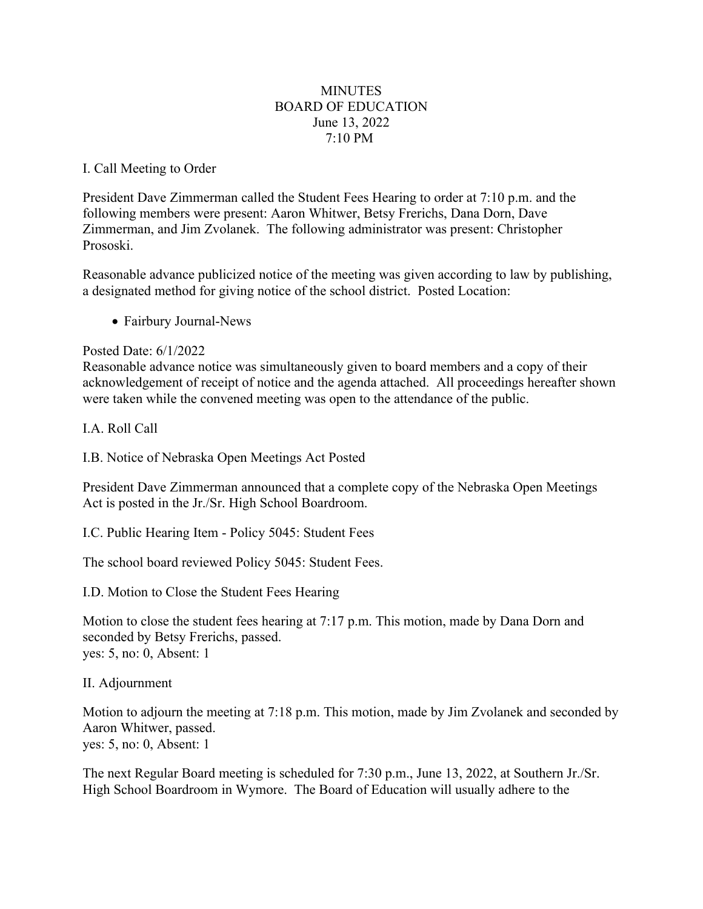# MINUTES
## BOARD OF EDUCATION
### June 13, 2022
### 7:10 PM

I. Call Meeting to Order

President Dave Zimmerman called the Student Fees Hearing to order at 7:10 p.m. and the following members were present: Aaron Whitwer, Betsy Frerichs, Dana Dorn, Dave Zimmerman, and Jim Zvolanek. The following administrator was present: Christopher Prososki.

Reasonable advance publicized notice of the meeting was given according to law by publishing, a designated method for giving notice of the school district. Posted Location:

- Fairbury Journal-News

Posted Date: 6/1/2022
Reasonable advance notice was simultaneously given to board members and a copy of their acknowledgement of receipt of notice and the agenda attached. All proceedings hereafter shown were taken while the convened meeting was open to the attendance of the public.

I.A. Roll Call

I.B. Notice of Nebraska Open Meetings Act Posted

President Dave Zimmerman announced that a complete copy of the Nebraska Open Meetings Act is posted in the Jr./Sr. High School Boardroom.

I.C. Public Hearing Item - Policy 5045: Student Fees

The school board reviewed Policy 5045: Student Fees.

I.D. Motion to Close the Student Fees Hearing

Motion to close the student fees hearing at 7:17 p.m. This motion, made by Dana Dorn and seconded by Betsy Frerichs, passed.
yes: 5, no: 0, Absent: 1

II. Adjournment

Motion to adjourn the meeting at 7:18 p.m. This motion, made by Jim Zvolanek and seconded by Aaron Whitwer, passed.
yes: 5, no: 0, Absent: 1

The next Regular Board meeting is scheduled for 7:30 p.m., June 13, 2022, at Southern Jr./Sr. High School Boardroom in Wymore. The Board of Education will usually adhere to the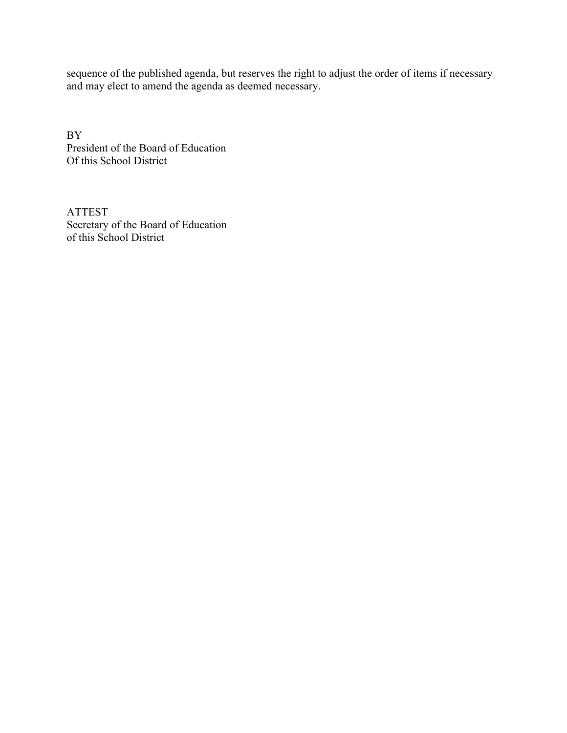sequence of the published agenda, but reserves the right to adjust the order of items if necessary and may elect to amend the agenda as deemed necessary.

BY
President of the Board of Education
Of this School District

ATTEST
Secretary of the Board of Education
of this School District